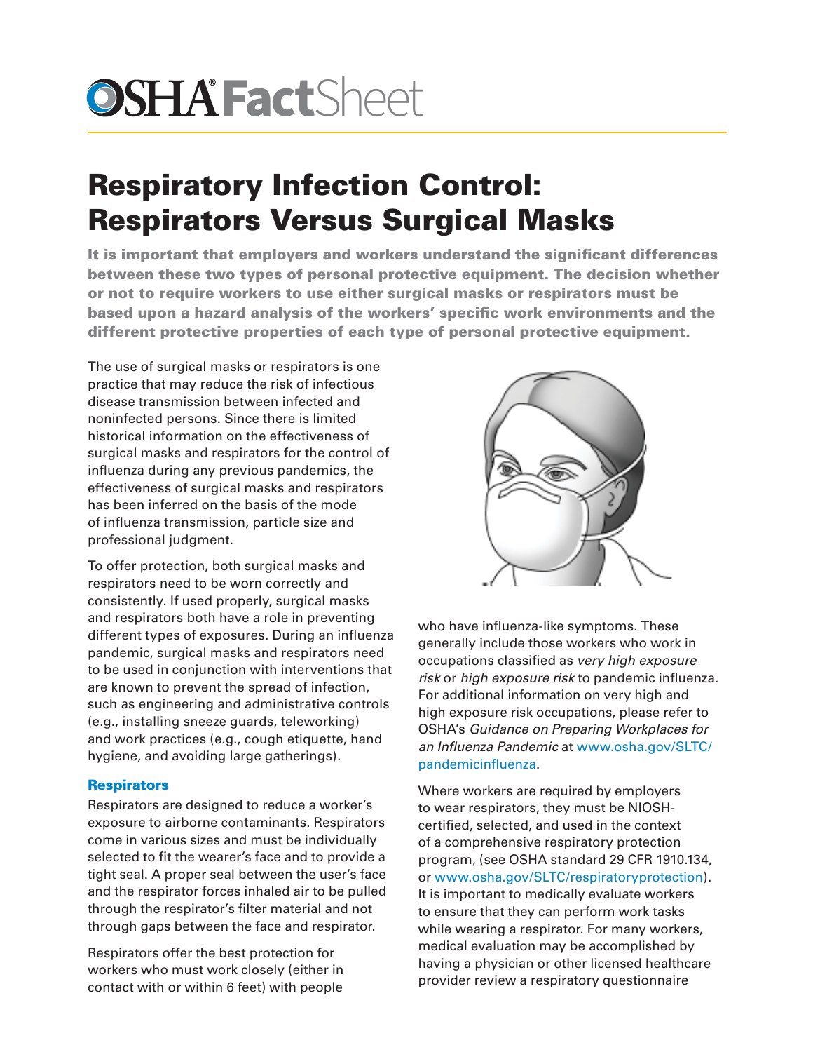# OSHA FactSheet

# Respiratory Infection Control: Respirators Versus Surgical Masks

**It is important that employers and workers understand the significant differences between these two types of personal protective equipment. The decision whether or not to require workers to use either surgical masks or respirators must be based upon a hazard analysis of the workers' specific work environments and the different protective properties of each type of personal protective equipment.**

The use of surgical masks or respirators is one practice that may reduce the risk of infectious disease transmission between infected and noninfected persons. Since there is limited historical information on the effectiveness of surgical masks and respirators for the control of influenza during any previous pandemics, the effectiveness of surgical masks and respirators has been inferred on the basis of the mode of influenza transmission, particle size and professional judgment.

To offer protection, both surgical masks and respirators need to be worn correctly and consistently. If used properly, surgical masks and respirators both have a role in preventing different types of exposures. During an influenza pandemic, surgical masks and respirators need to be used in conjunction with interventions that are known to prevent the spread of infection, such as engineering and administrative controls (e.g., installing sneeze guards, teleworking) and work practices (e.g., cough etiquette, hand hygiene, and avoiding large gatherings).

## Respirators

Respirators are designed to reduce a worker's exposure to airborne contaminants. Respirators come in various sizes and must be individually selected to fit the wearer's face and to provide a tight seal. A proper seal between the user's face and the respirator forces inhaled air to be pulled through the respirator's filter material and not through gaps between the face and respirator.

Respirators offer the best protection for workers who must work closely (either in contact with or within 6 feet) with people who have influenza-like symptoms. These generally include those workers who work in occupations classified as *very high exposure risk* or *high exposure risk* to pandemic influenza. For additional information on very high and high exposure risk occupations, please refer to OSHA's *Guidance on Preparing Workplaces for an Influenza Pandemic* at www.osha.gov/SLTC/pandemicinfluenza.

Where workers are required by employers to wear respirators, they must be NIOSH-certified, selected, and used in the context of a comprehensive respiratory protection program, (see OSHA standard 29 CFR 1910.134, or www.osha.gov/SLTC/respiratoryprotection). It is important to medically evaluate workers to ensure that they can perform work tasks while wearing a respirator. For many workers, medical evaluation may be accomplished by having a physician or other licensed healthcare provider review a respiratory questionnaire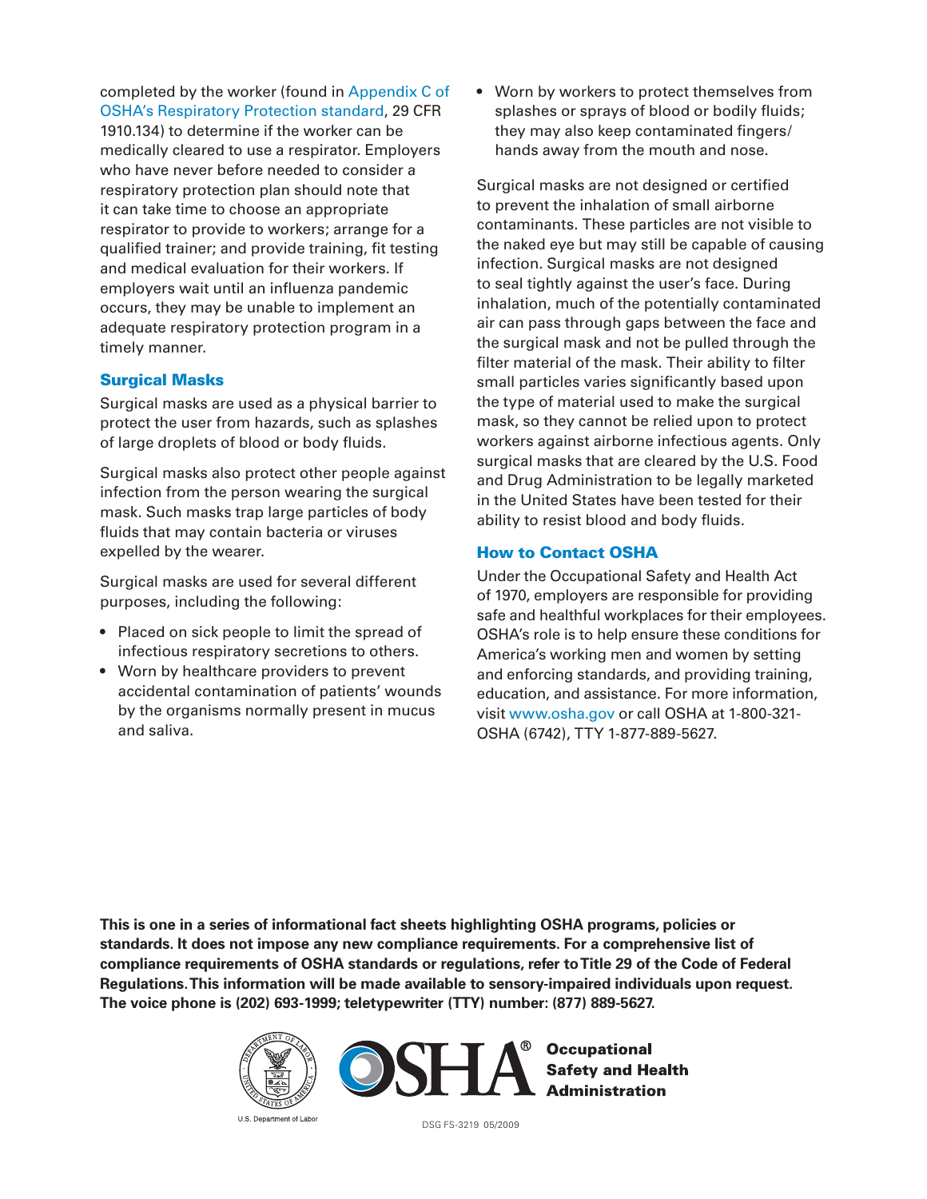completed by the worker (found in Appendix C of OSHA's Respiratory Protection standard, 29 CFR 1910.134) to determine if the worker can be medically cleared to use a respirator. Employers who have never before needed to consider a respiratory protection plan should note that it can take time to choose an appropriate respirator to provide to workers; arrange for a qualified trainer; and provide training, fit testing and medical evaluation for their workers. If employers wait until an influenza pandemic occurs, they may be unable to implement an adequate respiratory protection program in a timely manner.

### Surgical Masks

Surgical masks are used as a physical barrier to protect the user from hazards, such as splashes of large droplets of blood or body fluids.

Surgical masks also protect other people against infection from the person wearing the surgical mask. Such masks trap large particles of body fluids that may contain bacteria or viruses expelled by the wearer.

Surgical masks are used for several different purposes, including the following:

- Placed on sick people to limit the spread of infectious respiratory secretions to others.
- Worn by healthcare providers to prevent accidental contamination of patients' wounds by the organisms normally present in mucus and saliva.
- Worn by workers to protect themselves from splashes or sprays of blood or bodily fluids; they may also keep contaminated fingers/hands away from the mouth and nose.

Surgical masks are not designed or certified to prevent the inhalation of small airborne contaminants. These particles are not visible to the naked eye but may still be capable of causing infection. Surgical masks are not designed to seal tightly against the user's face. During inhalation, much of the potentially contaminated air can pass through gaps between the face and the surgical mask and not be pulled through the filter material of the mask. Their ability to filter small particles varies significantly based upon the type of material used to make the surgical mask, so they cannot be relied upon to protect workers against airborne infectious agents. Only surgical masks that are cleared by the U.S. Food and Drug Administration to be legally marketed in the United States have been tested for their ability to resist blood and body fluids.

### How to Contact OSHA

Under the Occupational Safety and Health Act of 1970, employers are responsible for providing safe and healthful workplaces for their employees. OSHA's role is to help ensure these conditions for America's working men and women by setting and enforcing standards, and providing training, education, and assistance. For more information, visit www.osha.gov or call OSHA at 1-800-321-OSHA (6742), TTY 1-877-889-5627.

**This is one in a series of informational fact sheets highlighting OSHA programs, policies or standards. It does not impose any new compliance requirements. For a comprehensive list of compliance requirements of OSHA standards or regulations, refer to Title 29 of the Code of Federal Regulations. This information will be made available to sensory-impaired individuals upon request. The voice phone is (202) 693-1999; teletypewriter (TTY) number: (877) 889-5627.**

U.S. Department of Labor

OSHA® Occupational Safety and Health Administration

DSG FS-3219 05/2009